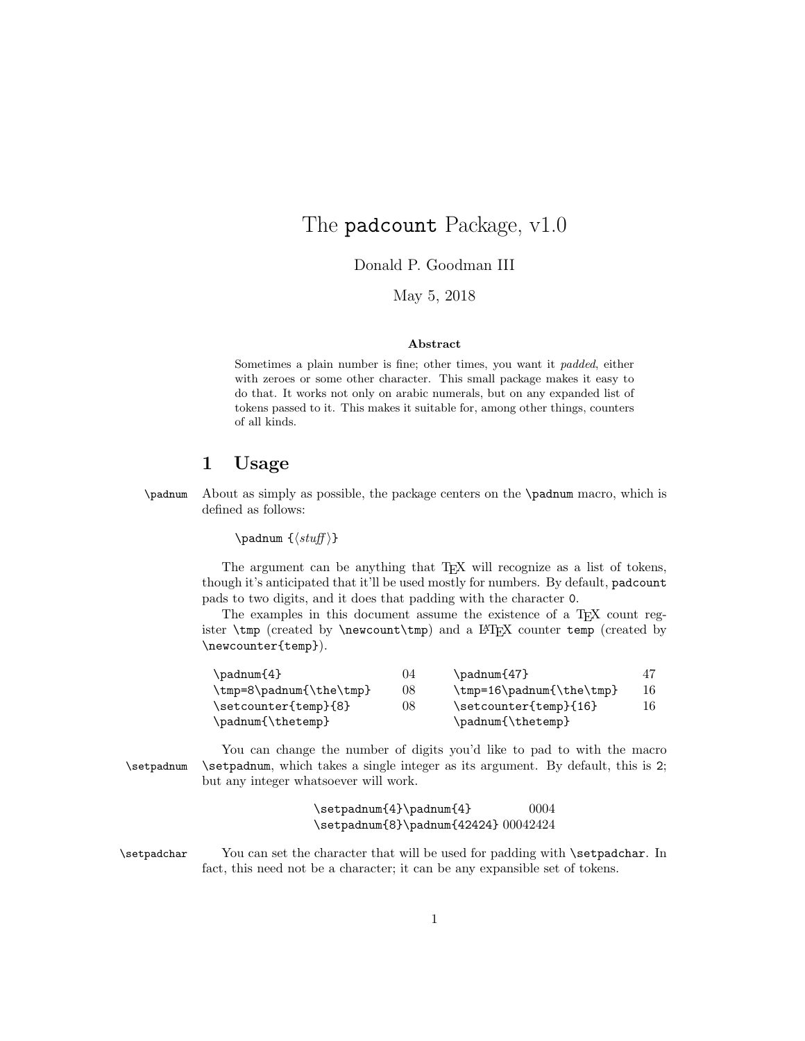# The `padcount` Package, v1.0

Donald P. Goodman III

May 5, 2018

**Abstract**

Sometimes a plain number is fine; other times, you want it *padded*, either with zeroes or some other character. This small package makes it easy to do that. It works not only on arabic numerals, but on any expanded list of tokens passed to it. This makes it suitable for, among other things, counters of all kinds.

## 1 Usage

`\padnum` About as simply as possible, the package centers on the `\padnum` macro, which is defined as follows:

`\padnum {`⟨*stuff*⟩`}`

The argument can be anything that TeX will recognize as a list of tokens, though it's anticipated that it'll be used mostly for numbers. By default, `padcount` pads to two digits, and it does that padding with the character `0`.

The examples in this document assume the existence of a TeX count register `\tmp` (created by `\newcount\tmp`) and a LaTeX counter `temp` (created by `\newcounter{temp}`).

| | | | |
|---|---|---|---|
| `\padnum{4}` | 04 | `\padnum{47}` | 47 |
| `\tmp=8\padnum{\the\tmp}` | 08 | `\tmp=16\padnum{\the\tmp}` | 16 |
| `\setcounter{temp}{8}` `\padnum{\thetemp}` | 08 | `\setcounter{temp}{16}` `\padnum{\thetemp}` | 16 |

`\setpadnum` You can change the number of digits you'd like to pad to with the macro `\setpadnum`, which takes a single integer as its argument. By default, this is `2`; but any integer whatsoever will work.

| | |
|---|---|
| `\setpadnum{4}\padnum{4}` | 0004 |
| `\setpadnum{8}\padnum{42424}` | 00042424 |

`\setpadchar` You can set the character that will be used for padding with `\setpadchar`. In fact, this need not be a character; it can be any expansible set of tokens.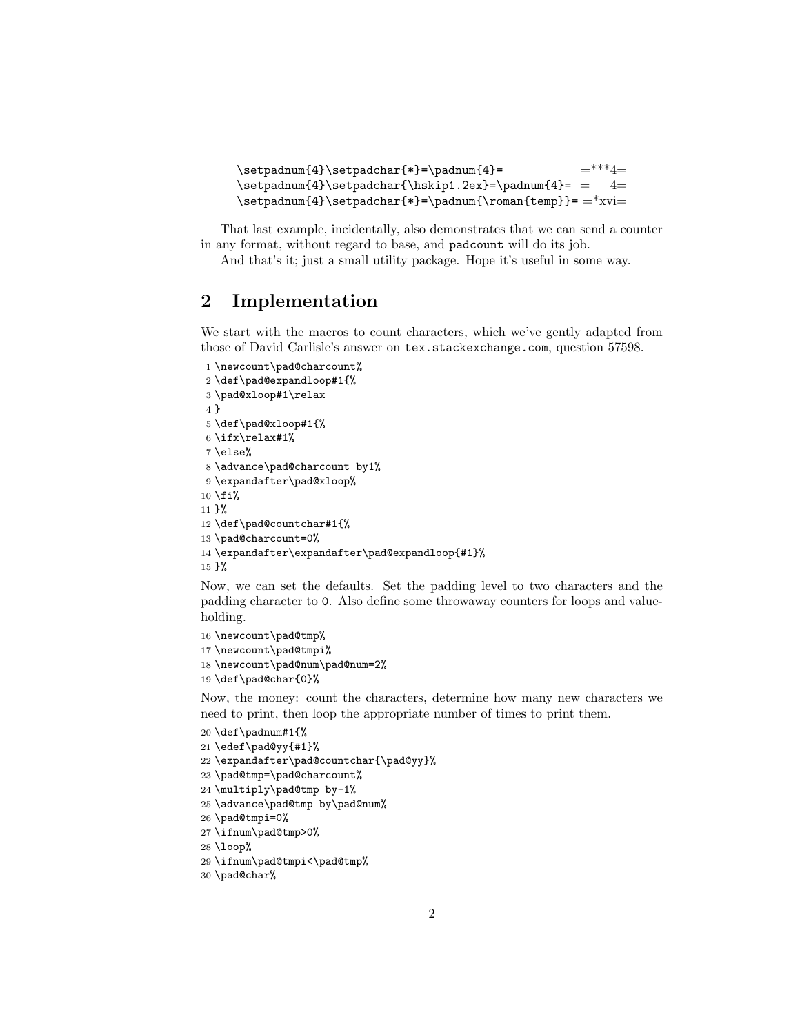```
\setpadnum{4}\setpadchar{*}=\padnum{4}=              =***4=
\setpadnum{4}\setpadchar{\hskip1.2ex}=\padnum{4}= =    4=
\setpadnum{4}\setpadchar{*}=\padnum{\roman{temp}}= =*xvi=
```

That last example, incidentally, also demonstrates that we can send a counter in any format, without regard to base, and `padcount` will do its job.

And that's it; just a small utility package. Hope it's useful in some way.

## 2 Implementation

We start with the macros to count characters, which we've gently adapted from those of David Carlisle's answer on `tex.stackexchange.com`, question 57598.

```
1 \newcount\pad@charcount%
2 \def\pad@expandloop#1{%
3 \pad@xloop#1\relax
4 }
5 \def\pad@xloop#1{%
6 \ifx\relax#1%
7 \else%
8 \advance\pad@charcount by1%
9 \expandafter\pad@xloop%
10 \fi%
11 }%
12 \def\pad@countchar#1{%
13 \pad@charcount=0%
14 \expandafter\expandafter\pad@expandloop{#1}%
15 }%
```

Now, we can set the defaults. Set the padding level to two characters and the padding character to `0`. Also define some throwaway counters for loops and value-holding.

```
16 \newcount\pad@tmp%
17 \newcount\pad@tmpi%
18 \newcount\pad@num\pad@num=2%
19 \def\pad@char{0}%
```

Now, the money: count the characters, determine how many new characters we need to print, then loop the appropriate number of times to print them.

```
20 \def\padnum#1{%
21 \edef\pad@yy{#1}%
22 \expandafter\pad@countchar{\pad@yy}%
23 \pad@tmp=\pad@charcount%
24 \multiply\pad@tmp by-1%
25 \advance\pad@tmp by\pad@num%
26 \pad@tmpi=0%
27 \ifnum\pad@tmp>0%
28 \loop%
29 \ifnum\pad@tmpi<\pad@tmp%
30 \pad@char%
```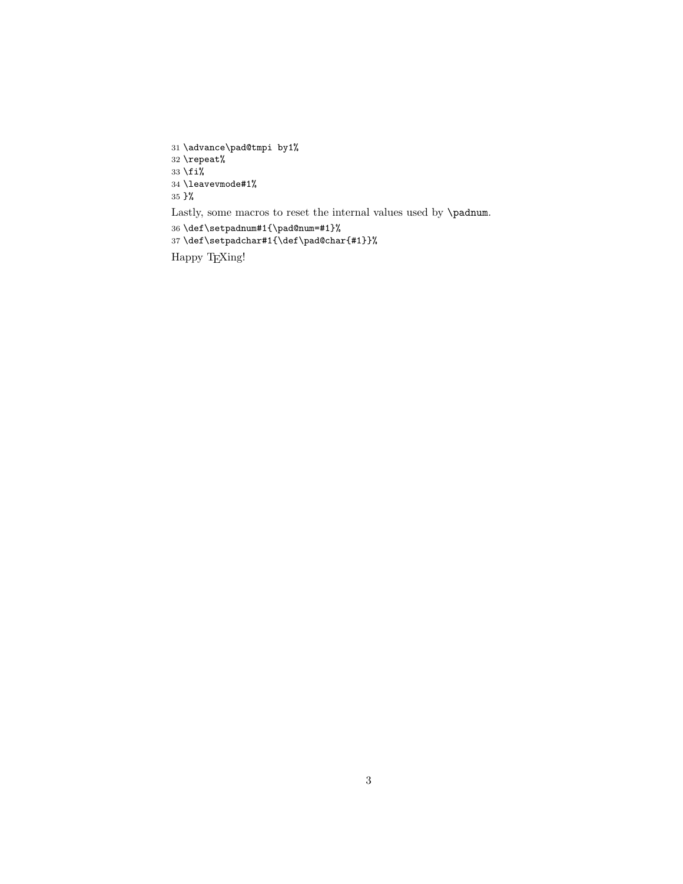```
31 \advance\pad@tmpi by1%
32 \repeat%
33 \fi%
34 \leavevmode#1%
35 }%
```

Lastly, some macros to reset the internal values used by `\padnum`.

```
36 \def\setpadnum#1{\pad@num=#1}%
37 \def\setpadchar#1{\def\pad@char{#1}}%
```

Happy TEXing!